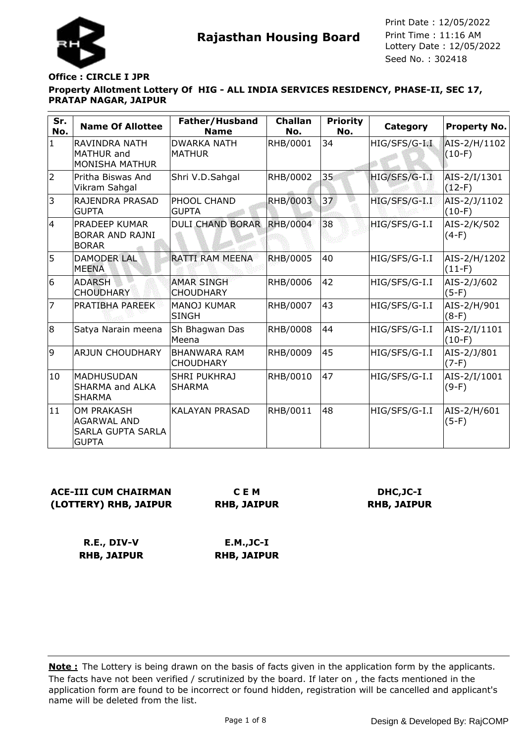# Rajasthan Housing Board

Print Date : 12/05/2022
Print Time : 11:16 AM
Lottery Date : 12/05/2022
Seed No. : 302418

**Office : CIRCLE I JPR**

**Property Allotment Lottery Of HIG - ALL INDIA SERVICES RESIDENCY, PHASE-II, SEC 17, PRATAP NAGAR, JAIPUR**

| Sr. No. | Name Of Allottee | Father/Husband Name | Challan No. | Priority No. | Category | Property No. |
|---|---|---|---|---|---|---|
| 1 | RAVINDRA NATH MATHUR and MONISHA MATHUR | DWARKA NATH MATHUR | RHB/0001 | 34 | HIG/SFS/G-I.I | AIS-2/H/1102 (10-F) |
| 2 | Pritha Biswas And Vikram Sahgal | Shri V.D.Sahgal | RHB/0002 | 35 | HIG/SFS/G-I.I | AIS-2/I/1301 (12-F) |
| 3 | RAJENDRA PRASAD GUPTA | PHOOL CHAND GUPTA | RHB/0003 | 37 | HIG/SFS/G-I.I | AIS-2/J/1102 (10-F) |
| 4 | PRADEEP KUMAR BORAR AND RAJNI BORAR | DULI CHAND BORAR | RHB/0004 | 38 | HIG/SFS/G-I.I | AIS-2/K/502 (4-F) |
| 5 | DAMODER LAL MEENA | RATTI RAM MEENA | RHB/0005 | 40 | HIG/SFS/G-I.I | AIS-2/H/1202 (11-F) |
| 6 | ADARSH CHOUDHARY | AMAR SINGH CHOUDHARY | RHB/0006 | 42 | HIG/SFS/G-I.I | AIS-2/J/602 (5-F) |
| 7 | PRATIBHA PAREEK | MANOJ KUMAR SINGH | RHB/0007 | 43 | HIG/SFS/G-I.I | AIS-2/H/901 (8-F) |
| 8 | Satya Narain meena | Sh Bhagwan Das Meena | RHB/0008 | 44 | HIG/SFS/G-I.I | AIS-2/I/1101 (10-F) |
| 9 | ARJUN CHOUDHARY | BHANWARA RAM CHOUDHARY | RHB/0009 | 45 | HIG/SFS/G-I.I | AIS-2/J/801 (7-F) |
| 10 | MADHUSUDAN SHARMA and ALKA SHARMA | SHRI PUKHRAJ SHARMA | RHB/0010 | 47 | HIG/SFS/G-I.I | AIS-2/I/1001 (9-F) |
| 11 | OM PRAKASH AGARWAL AND SARLA GUPTA SARLA GUPTA | KALAYAN PRASAD | RHB/0011 | 48 | HIG/SFS/G-I.I | AIS-2/H/601 (5-F) |

**ACE-III CUM CHAIRMAN (LOTTERY) RHB, JAIPUR**

**C E M RHB, JAIPUR**

**DHC,JC-I RHB, JAIPUR**

**R.E., DIV-V RHB, JAIPUR**

**E.M.,JC-I RHB, JAIPUR**

**Note :** The Lottery is being drawn on the basis of facts given in the application form by the applicants. The facts have not been verified / scrutinized by the board. If later on , the facts mentioned in the application form are found to be incorrect or found hidden, registration will be cancelled and applicant's name will be deleted from the list.

Design & Developed By: RajCOMP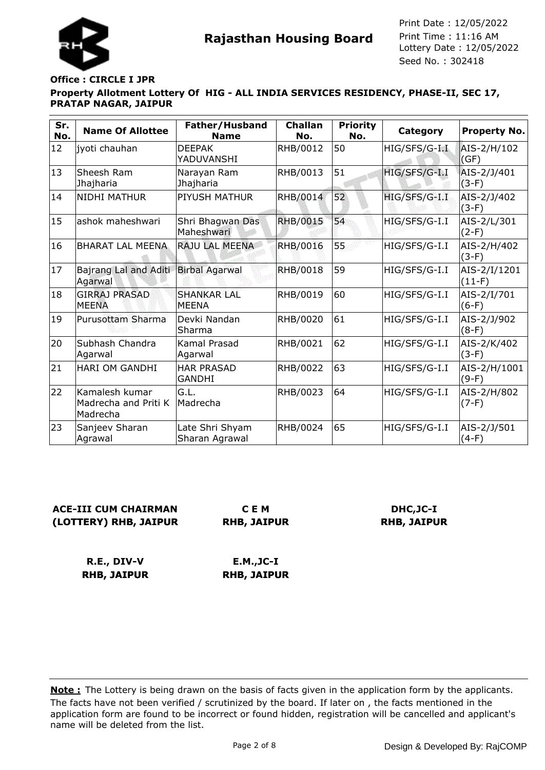**Rajasthan Housing Board**

Print Date : 12/05/2022
Print Time : 11:16 AM
Lottery Date : 12/05/2022
Seed No. : 302418

**Office : CIRCLE I JPR**

**Property Allotment Lottery Of HIG - ALL INDIA SERVICES RESIDENCY, PHASE-II, SEC 17, PRATAP NAGAR, JAIPUR**

| Sr. No. | Name Of Allottee | Father/Husband Name | Challan No. | Priority No. | Category | Property No. |
|---|---|---|---|---|---|---|
| 12 | jyoti chauhan | DEEPAK YADUVANSHI | RHB/0012 | 50 | HIG/SFS/G-I.I | AIS-2/H/102 (GF) |
| 13 | Sheesh Ram Jhajharia | Narayan Ram Jhajharia | RHB/0013 | 51 | HIG/SFS/G-I.I | AIS-2/J/401 (3-F) |
| 14 | NIDHI MATHUR | PIYUSH MATHUR | RHB/0014 | 52 | HIG/SFS/G-I.I | AIS-2/J/402 (3-F) |
| 15 | ashok maheshwari | Shri Bhagwan Das Maheshwari | RHB/0015 | 54 | HIG/SFS/G-I.I | AIS-2/L/301 (2-F) |
| 16 | BHARAT LAL MEENA | RAJU LAL MEENA | RHB/0016 | 55 | HIG/SFS/G-I.I | AIS-2/H/402 (3-F) |
| 17 | Bajrang Lal and Aditi Agarwal | Birbal Agarwal | RHB/0018 | 59 | HIG/SFS/G-I.I | AIS-2/I/1201 (11-F) |
| 18 | GIRRAJ PRASAD MEENA | SHANKAR LAL MEENA | RHB/0019 | 60 | HIG/SFS/G-I.I | AIS-2/I/701 (6-F) |
| 19 | Purusottam Sharma | Devki Nandan Sharma | RHB/0020 | 61 | HIG/SFS/G-I.I | AIS-2/J/902 (8-F) |
| 20 | Subhash Chandra Agarwal | Kamal Prasad Agarwal | RHB/0021 | 62 | HIG/SFS/G-I.I | AIS-2/K/402 (3-F) |
| 21 | HARI OM GANDHI | HAR PRASAD GANDHI | RHB/0022 | 63 | HIG/SFS/G-I.I | AIS-2/H/1001 (9-F) |
| 22 | Kamalesh kumar Madrecha and Priti K Madrecha | G.L. Madrecha | RHB/0023 | 64 | HIG/SFS/G-I.I | AIS-2/H/802 (7-F) |
| 23 | Sanjeev Sharan Agrawal | Late Shri Shyam Sharan Agrawal | RHB/0024 | 65 | HIG/SFS/G-I.I | AIS-2/J/501 (4-F) |

**ACE-III CUM CHAIRMAN (LOTTERY) RHB, JAIPUR**

**C E M RHB, JAIPUR**

**DHC,JC-I RHB, JAIPUR**

**R.E., DIV-V RHB, JAIPUR**

**E.M.,JC-I RHB, JAIPUR**

**Note :** The Lottery is being drawn on the basis of facts given in the application form by the applicants. The facts have not been verified / scrutinized by the board. If later on , the facts mentioned in the application form are found to be incorrect or found hidden, registration will be cancelled and applicant's name will be deleted from the list.

Design & Developed By: RajCOMP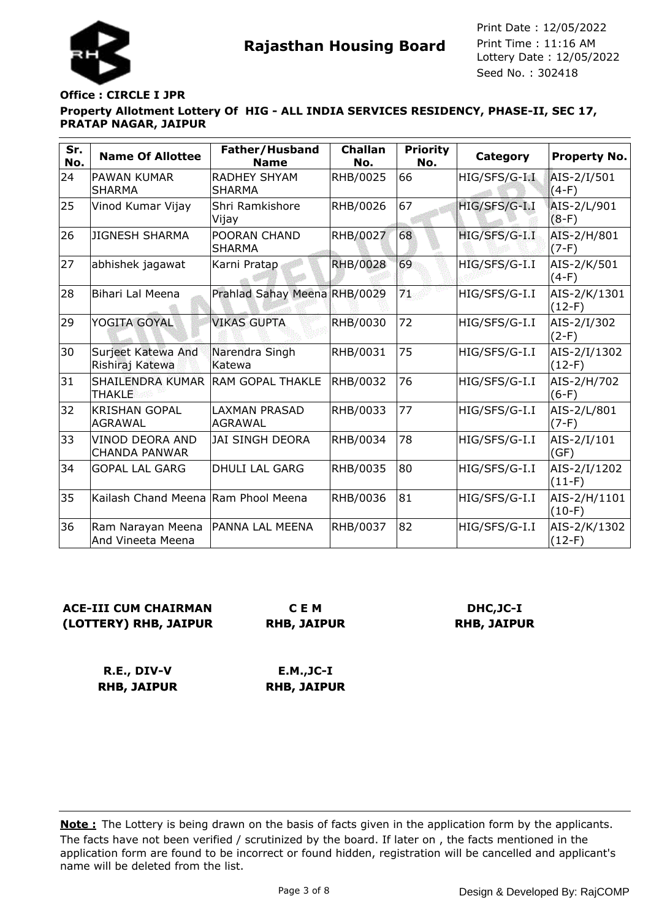**Rajasthan Housing Board**

Print Date : 12/05/2022
Print Time : 11:16 AM
Lottery Date : 12/05/2022
Seed No. : 302418

**Office : CIRCLE I JPR**

**Property Allotment Lottery Of HIG - ALL INDIA SERVICES RESIDENCY, PHASE-II, SEC 17, PRATAP NAGAR, JAIPUR**

| Sr. No. | Name Of Allottee | Father/Husband Name | Challan No. | Priority No. | Category | Property No. |
|---|---|---|---|---|---|---|
| 24 | PAWAN KUMAR SHARMA | RADHEY SHYAM SHARMA | RHB/0025 | 66 | HIG/SFS/G-I.I | AIS-2/I/501 (4-F) |
| 25 | Vinod Kumar Vijay | Shri Ramkishore Vijay | RHB/0026 | 67 | HIG/SFS/G-I.I | AIS-2/L/901 (8-F) |
| 26 | JIGNESH SHARMA | POORAN CHAND SHARMA | RHB/0027 | 68 | HIG/SFS/G-I.I | AIS-2/H/801 (7-F) |
| 27 | abhishek jagawat | Karni Pratap | RHB/0028 | 69 | HIG/SFS/G-I.I | AIS-2/K/501 (4-F) |
| 28 | Bihari Lal Meena | Prahlad Sahay Meena | RHB/0029 | 71 | HIG/SFS/G-I.I | AIS-2/K/1301 (12-F) |
| 29 | YOGITA GOYAL | VIKAS GUPTA | RHB/0030 | 72 | HIG/SFS/G-I.I | AIS-2/I/302 (2-F) |
| 30 | Surjeet Katewa And Rishiraj Katewa | Narendra Singh Katewa | RHB/0031 | 75 | HIG/SFS/G-I.I | AIS-2/I/1302 (12-F) |
| 31 | SHAILENDRA KUMAR THAKLE | RAM GOPAL THAKLE | RHB/0032 | 76 | HIG/SFS/G-I.I | AIS-2/H/702 (6-F) |
| 32 | KRISHAN GOPAL AGRAWAL | LAXMAN PRASAD AGRAWAL | RHB/0033 | 77 | HIG/SFS/G-I.I | AIS-2/L/801 (7-F) |
| 33 | VINOD DEORA AND CHANDA PANWAR | JAI SINGH DEORA | RHB/0034 | 78 | HIG/SFS/G-I.I | AIS-2/I/101 (GF) |
| 34 | GOPAL LAL GARG | DHULI LAL GARG | RHB/0035 | 80 | HIG/SFS/G-I.I | AIS-2/I/1202 (11-F) |
| 35 | Kailash Chand Meena | Ram Phool Meena | RHB/0036 | 81 | HIG/SFS/G-I.I | AIS-2/H/1101 (10-F) |
| 36 | Ram Narayan Meena And Vineeta Meena | PANNA LAL MEENA | RHB/0037 | 82 | HIG/SFS/G-I.I | AIS-2/K/1302 (12-F) |

**ACE-III CUM CHAIRMAN (LOTTERY) RHB, JAIPUR**

**C E M RHB, JAIPUR**

**DHC,JC-I RHB, JAIPUR**

**R.E., DIV-V RHB, JAIPUR**

**E.M.,JC-I RHB, JAIPUR**

**Note :** The Lottery is being drawn on the basis of facts given in the application form by the applicants. The facts have not been verified / scrutinized by the board. If later on , the facts mentioned in the application form are found to be incorrect or found hidden, registration will be cancelled and applicant's name will be deleted from the list.

Design & Developed By: RajCOMP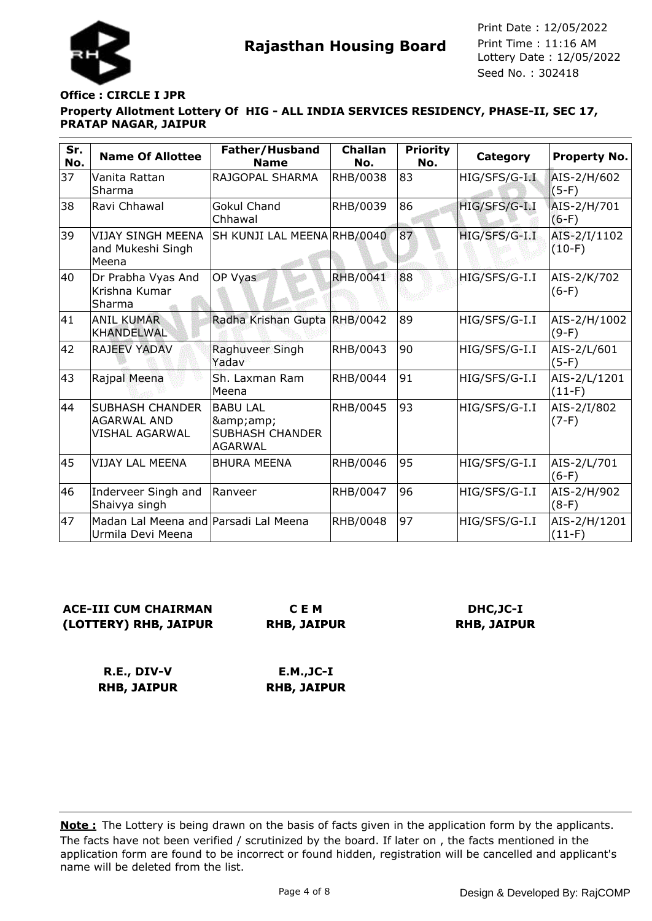**Rajasthan Housing Board**

Print Date : 12/05/2022
Print Time : 11:16 AM
Lottery Date : 12/05/2022
Seed No. : 302418

**Office : CIRCLE I JPR**

**Property Allotment Lottery Of HIG - ALL INDIA SERVICES RESIDENCY, PHASE-II, SEC 17, PRATAP NAGAR, JAIPUR**

| Sr. No. | Name Of Allottee | Father/Husband Name | Challan No. | Priority No. | Category | Property No. |
|---|---|---|---|---|---|---|
| 37 | Vanita Rattan Sharma | RAJGOPAL SHARMA | RHB/0038 | 83 | HIG/SFS/G-I.I | AIS-2/H/602 (5-F) |
| 38 | Ravi Chhawal | Gokul Chand Chhawal | RHB/0039 | 86 | HIG/SFS/G-I.I | AIS-2/H/701 (6-F) |
| 39 | VIJAY SINGH MEENA and Mukeshi Singh Meena | SH KUNJI LAL MEENA | RHB/0040 | 87 | HIG/SFS/G-I.I | AIS-2/I/1102 (10-F) |
| 40 | Dr Prabha Vyas And Krishna Kumar Sharma | OP Vyas | RHB/0041 | 88 | HIG/SFS/G-I.I | AIS-2/K/702 (6-F) |
| 41 | ANIL KUMAR KHANDELWAL | Radha Krishan Gupta | RHB/0042 | 89 | HIG/SFS/G-I.I | AIS-2/H/1002 (9-F) |
| 42 | RAJEEV YADAV | Raghuveer Singh Yadav | RHB/0043 | 90 | HIG/SFS/G-I.I | AIS-2/L/601 (5-F) |
| 43 | Rajpal Meena | Sh. Laxman Ram Meena | RHB/0044 | 91 | HIG/SFS/G-I.I | AIS-2/L/1201 (11-F) |
| 44 | SUBHASH CHANDER AGARWAL AND VISHAL AGARWAL | BABU LAL &amp;amp; SUBHASH CHANDER AGARWAL | RHB/0045 | 93 | HIG/SFS/G-I.I | AIS-2/I/802 (7-F) |
| 45 | VIJAY LAL MEENA | BHURA MEENA | RHB/0046 | 95 | HIG/SFS/G-I.I | AIS-2/L/701 (6-F) |
| 46 | Inderveer Singh and Shaivya singh | Ranveer | RHB/0047 | 96 | HIG/SFS/G-I.I | AIS-2/H/902 (8-F) |
| 47 | Madan Lal Meena and Urmila Devi Meena | Parsadi Lal Meena | RHB/0048 | 97 | HIG/SFS/G-I.I | AIS-2/H/1201 (11-F) |

**ACE-III CUM CHAIRMAN (LOTTERY) RHB, JAIPUR**

**C E M RHB, JAIPUR**

**DHC,JC-I RHB, JAIPUR**

**R.E., DIV-V RHB, JAIPUR**

**E.M.,JC-I RHB, JAIPUR**

**Note :** The Lottery is being drawn on the basis of facts given in the application form by the applicants. The facts have not been verified / scrutinized by the board. If later on , the facts mentioned in the application form are found to be incorrect or found hidden, registration will be cancelled and applicant's name will be deleted from the list.

Design & Developed By: RajCOMP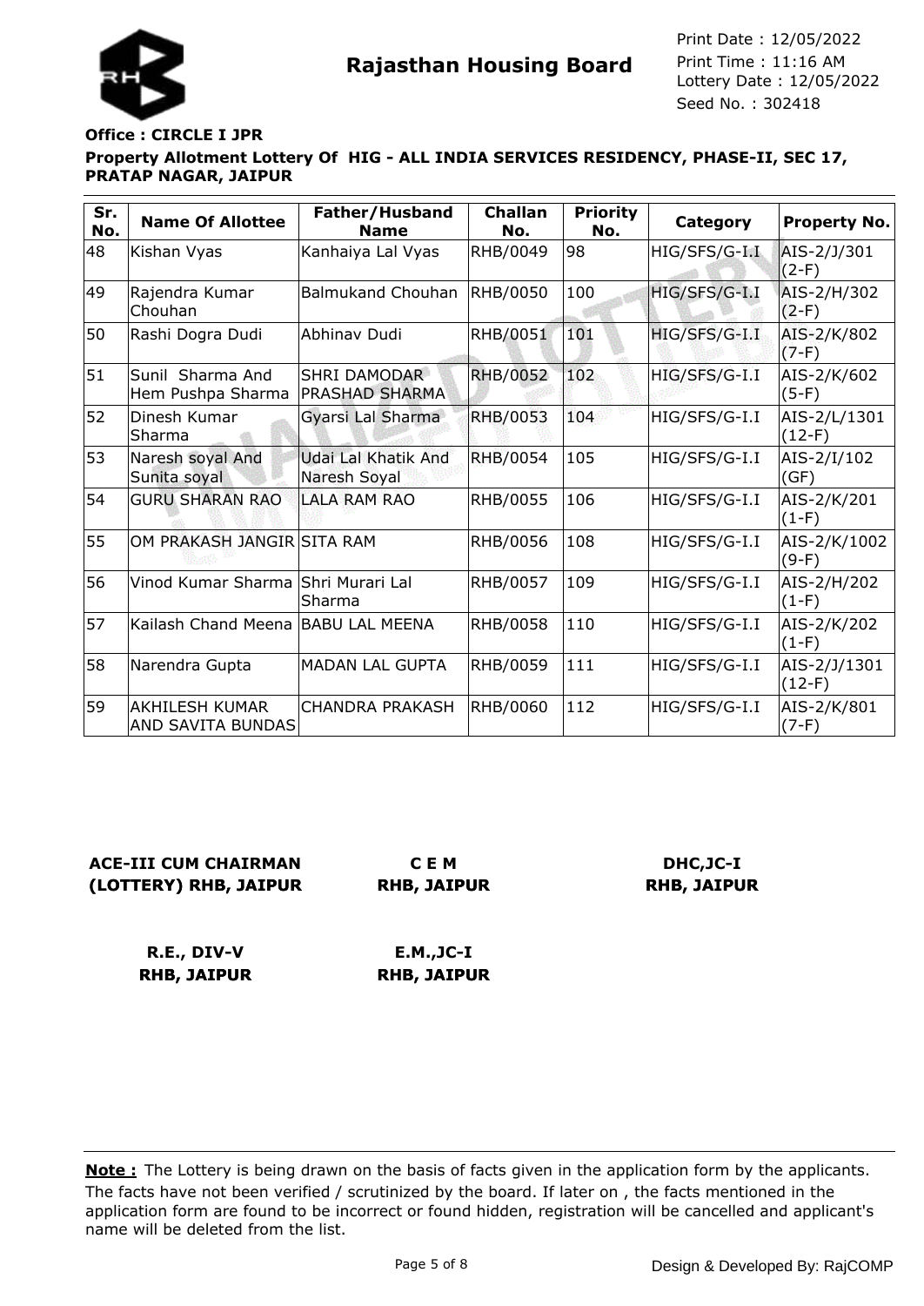# Rajasthan Housing Board

Print Date : 12/05/2022
Print Time : 11:16 AM
Lottery Date : 12/05/2022
Seed No. : 302418

**Office : CIRCLE I JPR**

**Property Allotment Lottery Of HIG - ALL INDIA SERVICES RESIDENCY, PHASE-II, SEC 17, PRATAP NAGAR, JAIPUR**

| Sr. No. | Name Of Allottee | Father/Husband Name | Challan No. | Priority No. | Category | Property No. |
|---|---|---|---|---|---|---|
| 48 | Kishan Vyas | Kanhaiya Lal Vyas | RHB/0049 | 98 | HIG/SFS/G-I.I | AIS-2/J/301 (2-F) |
| 49 | Rajendra Kumar Chouhan | Balmukand Chouhan | RHB/0050 | 100 | HIG/SFS/G-I.I | AIS-2/H/302 (2-F) |
| 50 | Rashi Dogra Dudi | Abhinav Dudi | RHB/0051 | 101 | HIG/SFS/G-I.I | AIS-2/K/802 (7-F) |
| 51 | Sunil Sharma And Hem Pushpa Sharma | SHRI DAMODAR PRASHAD SHARMA | RHB/0052 | 102 | HIG/SFS/G-I.I | AIS-2/K/602 (5-F) |
| 52 | Dinesh Kumar Sharma | Gyarsi Lal Sharma | RHB/0053 | 104 | HIG/SFS/G-I.I | AIS-2/L/1301 (12-F) |
| 53 | Naresh soyal And Sunita soyal | Udai Lal Khatik And Naresh Soyal | RHB/0054 | 105 | HIG/SFS/G-I.I | AIS-2/I/102 (GF) |
| 54 | GURU SHARAN RAO | LALA RAM RAO | RHB/0055 | 106 | HIG/SFS/G-I.I | AIS-2/K/201 (1-F) |
| 55 | OM PRAKASH JANGIR | SITA RAM | RHB/0056 | 108 | HIG/SFS/G-I.I | AIS-2/K/1002 (9-F) |
| 56 | Vinod Kumar Sharma | Shri Murari Lal Sharma | RHB/0057 | 109 | HIG/SFS/G-I.I | AIS-2/H/202 (1-F) |
| 57 | Kailash Chand Meena | BABU LAL MEENA | RHB/0058 | 110 | HIG/SFS/G-I.I | AIS-2/K/202 (1-F) |
| 58 | Narendra Gupta | MADAN LAL GUPTA | RHB/0059 | 111 | HIG/SFS/G-I.I | AIS-2/J/1301 (12-F) |
| 59 | AKHILESH KUMAR AND SAVITA BUNDAS | CHANDRA PRAKASH | RHB/0060 | 112 | HIG/SFS/G-I.I | AIS-2/K/801 (7-F) |

**ACE-III CUM CHAIRMAN (LOTTERY) RHB, JAIPUR**

**C E M RHB, JAIPUR**

**DHC,JC-I RHB, JAIPUR**

**R.E., DIV-V RHB, JAIPUR**

**E.M.,JC-I RHB, JAIPUR**

**Note :** The Lottery is being drawn on the basis of facts given in the application form by the applicants. The facts have not been verified / scrutinized by the board. If later on , the facts mentioned in the application form are found to be incorrect or found hidden, registration will be cancelled and applicant's name will be deleted from the list.

Design & Developed By: RajCOMP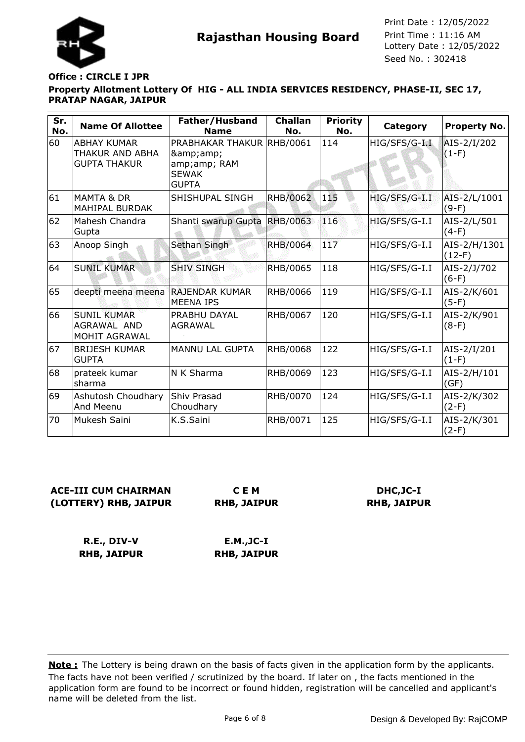# Rajasthan Housing Board

Print Date : 12/05/2022
Print Time : 11:16 AM
Lottery Date : 12/05/2022
Seed No. : 302418

**Office : CIRCLE I JPR**

**Property Allotment Lottery Of HIG - ALL INDIA SERVICES RESIDENCY, PHASE-II, SEC 17, PRATAP NAGAR, JAIPUR**

| Sr. No. | Name Of Allottee | Father/Husband Name | Challan No. | Priority No. | Category | Property No. |
|---|---|---|---|---|---|---|
| 60 | ABHAY KUMAR THAKUR AND ABHA GUPTA THAKUR | PRABHAKAR THAKUR &amp;amp; amp;amp; RAM SEWAK GUPTA | RHB/0061 | 114 | HIG/SFS/G-I.I | AIS-2/I/202 (1-F) |
| 61 | MAMTA & DR MAHIPAL BURDAK | SHISHUPAL SINGH | RHB/0062 | 115 | HIG/SFS/G-I.I | AIS-2/L/1001 (9-F) |
| 62 | Mahesh Chandra Gupta | Shanti swarup Gupta | RHB/0063 | 116 | HIG/SFS/G-I.I | AIS-2/L/501 (4-F) |
| 63 | Anoop Singh | Sethan Singh | RHB/0064 | 117 | HIG/SFS/G-I.I | AIS-2/H/1301 (12-F) |
| 64 | SUNIL KUMAR | SHIV SINGH | RHB/0065 | 118 | HIG/SFS/G-I.I | AIS-2/J/702 (6-F) |
| 65 | deepti meena meena | RAJENDAR KUMAR MEENA IPS | RHB/0066 | 119 | HIG/SFS/G-I.I | AIS-2/K/601 (5-F) |
| 66 | SUNIL KUMAR AGRAWAL AND MOHIT AGRAWAL | PRABHU DAYAL AGRAWAL | RHB/0067 | 120 | HIG/SFS/G-I.I | AIS-2/K/901 (8-F) |
| 67 | BRIJESH KUMAR GUPTA | MANNU LAL GUPTA | RHB/0068 | 122 | HIG/SFS/G-I.I | AIS-2/I/201 (1-F) |
| 68 | prateek kumar sharma | N K Sharma | RHB/0069 | 123 | HIG/SFS/G-I.I | AIS-2/H/101 (GF) |
| 69 | Ashutosh Choudhary And Meenu | Shiv Prasad Choudhary | RHB/0070 | 124 | HIG/SFS/G-I.I | AIS-2/K/302 (2-F) |
| 70 | Mukesh Saini | K.S.Saini | RHB/0071 | 125 | HIG/SFS/G-I.I | AIS-2/K/301 (2-F) |

**ACE-III CUM CHAIRMAN (LOTTERY) RHB, JAIPUR**

**C E M RHB, JAIPUR**

**DHC,JC-I RHB, JAIPUR**

**R.E., DIV-V RHB, JAIPUR**

**E.M.,JC-I RHB, JAIPUR**

**Note :** The Lottery is being drawn on the basis of facts given in the application form by the applicants. The facts have not been verified / scrutinized by the board. If later on , the facts mentioned in the application form are found to be incorrect or found hidden, registration will be cancelled and applicant's name will be deleted from the list.

Design & Developed By: RajCOMP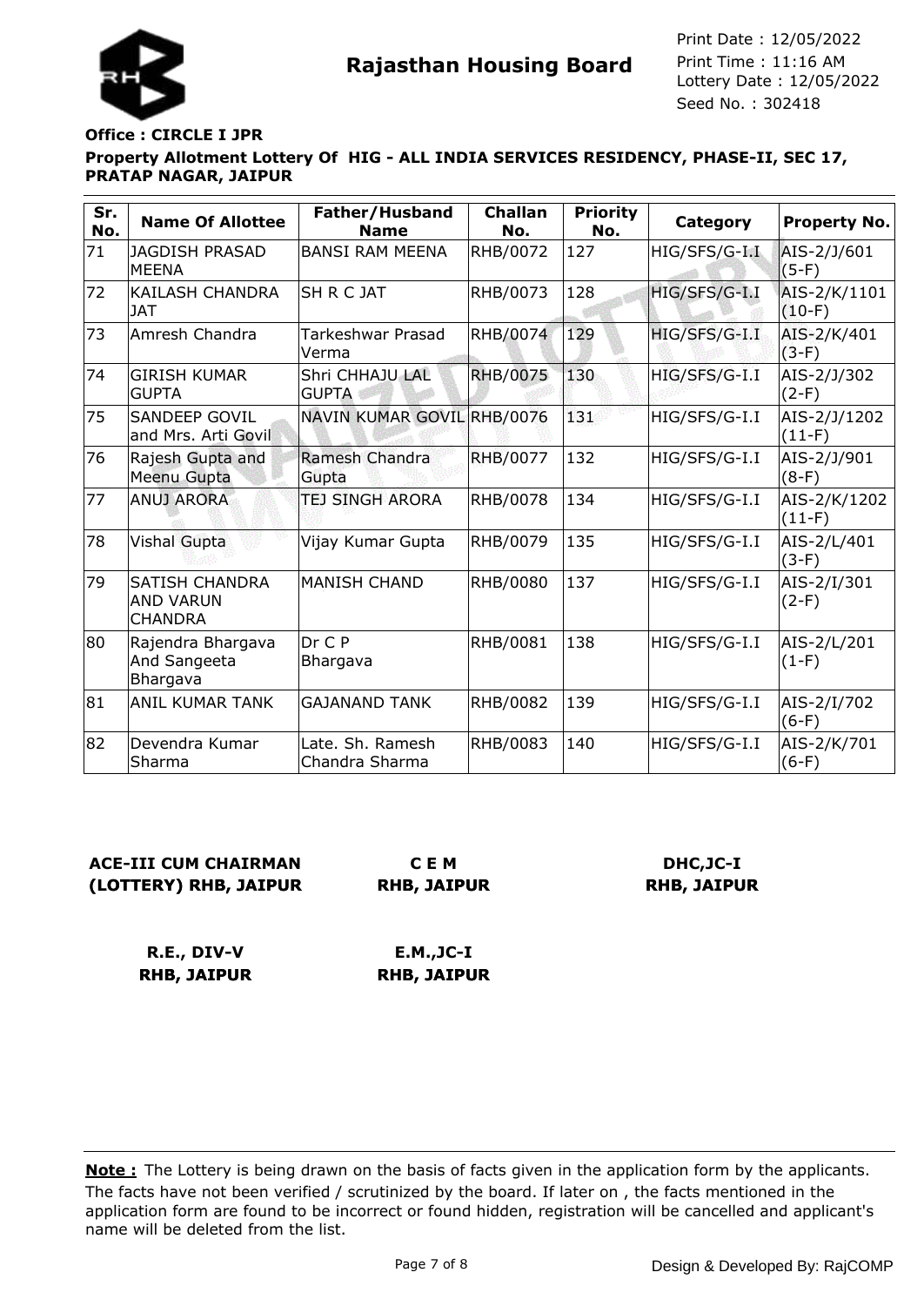**Rajasthan Housing Board**

Print Date : 12/05/2022
Print Time : 11:16 AM
Lottery Date : 12/05/2022
Seed No. : 302418

**Office : CIRCLE I JPR**

**Property Allotment Lottery Of HIG - ALL INDIA SERVICES RESIDENCY, PHASE-II, SEC 17, PRATAP NAGAR, JAIPUR**

| Sr. No. | Name Of Allottee | Father/Husband Name | Challan No. | Priority No. | Category | Property No. |
|---|---|---|---|---|---|---|
| 71 | JAGDISH PRASAD MEENA | BANSI RAM MEENA | RHB/0072 | 127 | HIG/SFS/G-I.I | AIS-2/J/601 (5-F) |
| 72 | KAILASH CHANDRA JAT | SH R C JAT | RHB/0073 | 128 | HIG/SFS/G-I.I | AIS-2/K/1101 (10-F) |
| 73 | Amresh Chandra | Tarkeshwar Prasad Verma | RHB/0074 | 129 | HIG/SFS/G-I.I | AIS-2/K/401 (3-F) |
| 74 | GIRISH KUMAR GUPTA | Shri CHHAJU LAL GUPTA | RHB/0075 | 130 | HIG/SFS/G-I.I | AIS-2/J/302 (2-F) |
| 75 | SANDEEP GOVIL and Mrs. Arti Govil | NAVIN KUMAR GOVIL | RHB/0076 | 131 | HIG/SFS/G-I.I | AIS-2/J/1202 (11-F) |
| 76 | Rajesh Gupta and Meenu Gupta | Ramesh Chandra Gupta | RHB/0077 | 132 | HIG/SFS/G-I.I | AIS-2/J/901 (8-F) |
| 77 | ANUJ ARORA | TEJ SINGH ARORA | RHB/0078 | 134 | HIG/SFS/G-I.I | AIS-2/K/1202 (11-F) |
| 78 | Vishal Gupta | Vijay Kumar Gupta | RHB/0079 | 135 | HIG/SFS/G-I.I | AIS-2/L/401 (3-F) |
| 79 | SATISH CHANDRA AND VARUN CHANDRA | MANISH CHAND | RHB/0080 | 137 | HIG/SFS/G-I.I | AIS-2/I/301 (2-F) |
| 80 | Rajendra Bhargava And Sangeeta Bhargava | Dr C P Bhargava | RHB/0081 | 138 | HIG/SFS/G-I.I | AIS-2/L/201 (1-F) |
| 81 | ANIL KUMAR TANK | GAJANAND TANK | RHB/0082 | 139 | HIG/SFS/G-I.I | AIS-2/I/702 (6-F) |
| 82 | Devendra Kumar Sharma | Late. Sh. Ramesh Chandra Sharma | RHB/0083 | 140 | HIG/SFS/G-I.I | AIS-2/K/701 (6-F) |

**ACE-III CUM CHAIRMAN (LOTTERY) RHB, JAIPUR**

**C E M RHB, JAIPUR**

**DHC,JC-I RHB, JAIPUR**

**R.E., DIV-V RHB, JAIPUR**

**E.M.,JC-I RHB, JAIPUR**

**Note :** The Lottery is being drawn on the basis of facts given in the application form by the applicants. The facts have not been verified / scrutinized by the board. If later on , the facts mentioned in the application form are found to be incorrect or found hidden, registration will be cancelled and applicant's name will be deleted from the list.

Design & Developed By: RajCOMP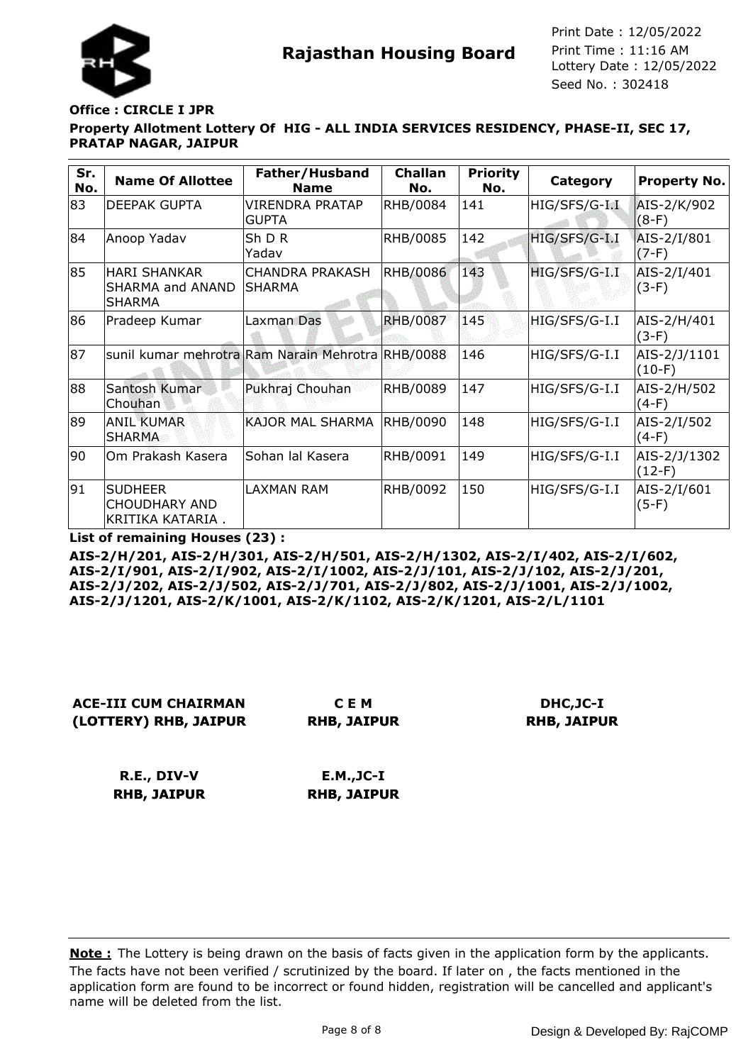**Rajasthan Housing Board**

Print Date : 12/05/2022
Print Time : 11:16 AM
Lottery Date : 12/05/2022
Seed No. : 302418

**Office : CIRCLE I JPR**

**Property Allotment Lottery Of HIG - ALL INDIA SERVICES RESIDENCY, PHASE-II, SEC 17, PRATAP NAGAR, JAIPUR**

| Sr. No. | Name Of Allottee | Father/Husband Name | Challan No. | Priority No. | Category | Property No. |
|---|---|---|---|---|---|---|
| 83 | DEEPAK GUPTA | VIRENDRA PRATAP GUPTA | RHB/0084 | 141 | HIG/SFS/G-I.I | AIS-2/K/902 (8-F) |
| 84 | Anoop Yadav | Sh D R Yadav | RHB/0085 | 142 | HIG/SFS/G-I.I | AIS-2/I/801 (7-F) |
| 85 | HARI SHANKAR SHARMA and ANAND SHARMA | CHANDRA PRAKASH SHARMA | RHB/0086 | 143 | HIG/SFS/G-I.I | AIS-2/I/401 (3-F) |
| 86 | Pradeep Kumar | Laxman Das | RHB/0087 | 145 | HIG/SFS/G-I.I | AIS-2/H/401 (3-F) |
| 87 | sunil kumar mehrotra | Ram Narain Mehrotra | RHB/0088 | 146 | HIG/SFS/G-I.I | AIS-2/J/1101 (10-F) |
| 88 | Santosh Kumar Chouhan | Pukhraj Chouhan | RHB/0089 | 147 | HIG/SFS/G-I.I | AIS-2/H/502 (4-F) |
| 89 | ANIL KUMAR SHARMA | KAJOR MAL SHARMA | RHB/0090 | 148 | HIG/SFS/G-I.I | AIS-2/I/502 (4-F) |
| 90 | Om Prakash Kasera | Sohan lal Kasera | RHB/0091 | 149 | HIG/SFS/G-I.I | AIS-2/J/1302 (12-F) |
| 91 | SUDHEER CHOUDHARY AND KRITIKA KATARIA . | LAXMAN RAM | RHB/0092 | 150 | HIG/SFS/G-I.I | AIS-2/I/601 (5-F) |

**List of remaining Houses (23) :**

**AIS-2/H/201, AIS-2/H/301, AIS-2/H/501, AIS-2/H/1302, AIS-2/I/402, AIS-2/I/602, AIS-2/I/901, AIS-2/I/902, AIS-2/I/1002, AIS-2/J/101, AIS-2/J/102, AIS-2/J/201, AIS-2/J/202, AIS-2/J/502, AIS-2/J/701, AIS-2/J/802, AIS-2/J/1001, AIS-2/J/1002, AIS-2/J/1201, AIS-2/K/1001, AIS-2/K/1102, AIS-2/K/1201, AIS-2/L/1101**

**ACE-III CUM CHAIRMAN (LOTTERY) RHB, JAIPUR**

**C E M RHB, JAIPUR**

**DHC,JC-I RHB, JAIPUR**

**R.E., DIV-V RHB, JAIPUR**

**E.M.,JC-I RHB, JAIPUR**

**Note :** The Lottery is being drawn on the basis of facts given in the application form by the applicants. The facts have not been verified / scrutinized by the board. If later on , the facts mentioned in the application form are found to be incorrect or found hidden, registration will be cancelled and applicant's name will be deleted from the list.

Design & Developed By: RajCOMP